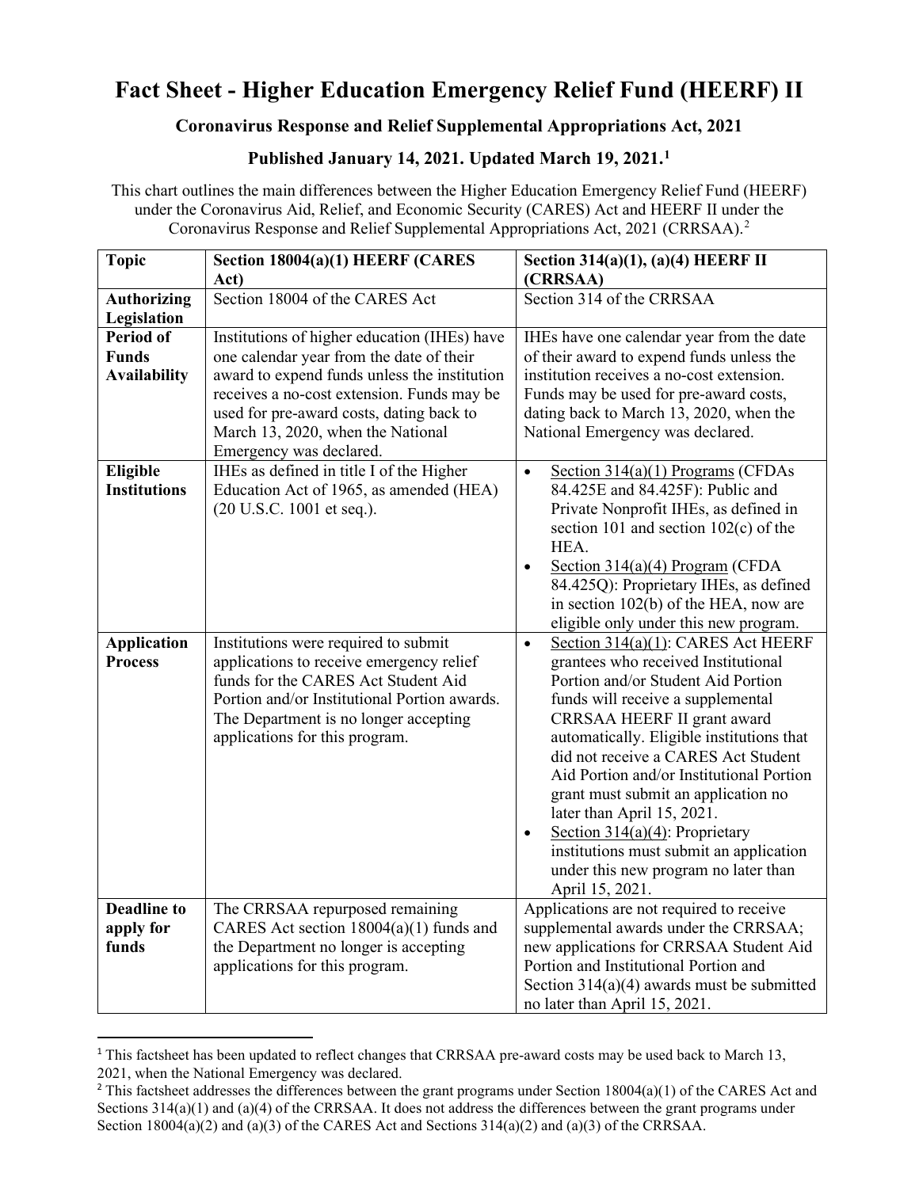# Fact Sheet - Higher Education Emergency Relief Fund (HEERF) II

## Coronavirus Response and Relief Supplemental Appropriations Act, 2021

### Published January 14, 2021. Updated March 19, 2021.[1]

This chart outlines the main differences between the Higher Education Emergency Relief Fund (HEERF) under the Coronavirus Aid, Relief, and Economic Security (CARES) Act and HEERF II under the Coronavirus Response and Relief Supplemental Appropriations Act, 2021 (CRRSAA).[2]

| Topic | Section 18004(a)(1) HEERF (CARES Act) | Section 314(a)(1), (a)(4) HEERF II (CRRSAA) |
|---|---|---|
| **Authorizing Legislation** | Section 18004 of the CARES Act | Section 314 of the CRRSAA |
| **Period of Funds Availability** | Institutions of higher education (IHEs) have one calendar year from the date of their award to expend funds unless the institution receives a no-cost extension. Funds may be used for pre-award costs, dating back to March 13, 2020, when the National Emergency was declared. | IHEs have one calendar year from the date of their award to expend funds unless the institution receives a no-cost extension. Funds may be used for pre-award costs, dating back to March 13, 2020, when the National Emergency was declared. |
| **Eligible Institutions** | IHEs as defined in title I of the Higher Education Act of 1965, as amended (HEA) (20 U.S.C. 1001 et seq.). | • Section 314(a)(1) Programs (CFDAs 84.425E and 84.425F): Public and Private Nonprofit IHEs, as defined in section 101 and section 102(c) of the HEA.<br>• Section 314(a)(4) Program (CFDA 84.425Q): Proprietary IHEs, as defined in section 102(b) of the HEA, now are eligible only under this new program. |
| **Application Process** | Institutions were required to submit applications to receive emergency relief funds for the CARES Act Student Aid Portion and/or Institutional Portion awards. The Department is no longer accepting applications for this program. | • Section 314(a)(1): CARES Act HEERF grantees who received Institutional Portion and/or Student Aid Portion funds will receive a supplemental CRRSAA HEERF II grant award automatically. Eligible institutions that did not receive a CARES Act Student Aid Portion and/or Institutional Portion grant must submit an application no later than April 15, 2021.<br>• Section 314(a)(4): Proprietary institutions must submit an application under this new program no later than April 15, 2021. |
| **Deadline to apply for funds** | The CRRSAA repurposed remaining CARES Act section 18004(a)(1) funds and the Department no longer is accepting applications for this program. | Applications are not required to receive supplemental awards under the CRRSAA; new applications for CRRSAA Student Aid Portion and Institutional Portion and Section 314(a)(4) awards must be submitted no later than April 15, 2021. |

[1] This factsheet has been updated to reflect changes that CRRSAA pre-award costs may be used back to March 13, 2021, when the National Emergency was declared.

[2] This factsheet addresses the differences between the grant programs under Section 18004(a)(1) of the CARES Act and Sections 314(a)(1) and (a)(4) of the CRRSAA. It does not address the differences between the grant programs under Section 18004(a)(2) and (a)(3) of the CARES Act and Sections 314(a)(2) and (a)(3) of the CRRSAA.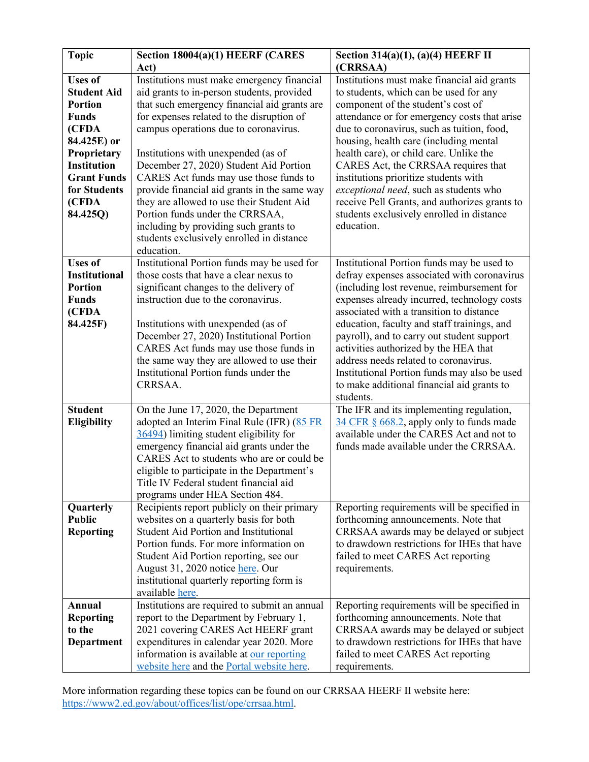| Topic | Section 18004(a)(1) HEERF (CARES Act) | Section 314(a)(1), (a)(4) HEERF II (CRRSAA) |
|---|---|---|
| **Uses of Student Aid Portion Funds (CFDA 84.425E) or Proprietary Institution Grant Funds for Students (CFDA 84.425Q)** | Institutions must make emergency financial aid grants to in-person students, provided that such emergency financial aid grants are for expenses related to the disruption of campus operations due to coronavirus.<br><br>Institutions with unexpended (as of December 27, 2020) Student Aid Portion CARES Act funds may use those funds to provide financial aid grants in the same way they are allowed to use their Student Aid Portion funds under the CRRSAA, including by providing such grants to students exclusively enrolled in distance education. | Institutions must make financial aid grants to students, which can be used for any component of the student's cost of attendance or for emergency costs that arise due to coronavirus, such as tuition, food, housing, health care (including mental health care), or child care. Unlike the CARES Act, the CRRSAA requires that institutions prioritize students with *exceptional need*, such as students who receive Pell Grants, and authorizes grants to students exclusively enrolled in distance education. |
| **Uses of Institutional Portion Funds (CFDA 84.425F)** | Institutional Portion funds may be used for those costs that have a clear nexus to significant changes to the delivery of instruction due to the coronavirus.<br><br>Institutions with unexpended (as of December 27, 2020) Institutional Portion CARES Act funds may use those funds in the same way they are allowed to use their Institutional Portion funds under the CRRSAA. | Institutional Portion funds may be used to defray expenses associated with coronavirus (including lost revenue, reimbursement for expenses already incurred, technology costs associated with a transition to distance education, faculty and staff trainings, and payroll), and to carry out student support activities authorized by the HEA that address needs related to coronavirus. Institutional Portion funds may also be used to make additional financial aid grants to students. |
| **Student Eligibility** | On the June 17, 2020, the Department adopted an Interim Final Rule (IFR) (85 FR 36494) limiting student eligibility for emergency financial aid grants under the CARES Act to students who are or could be eligible to participate in the Department's Title IV Federal student financial aid programs under HEA Section 484. | The IFR and its implementing regulation, 34 CFR § 668.2, apply only to funds made available under the CARES Act and not to funds made available under the CRRSAA. |
| **Quarterly Public Reporting** | Recipients report publicly on their primary websites on a quarterly basis for both Student Aid Portion and Institutional Portion funds. For more information on Student Aid Portion reporting, see our August 31, 2020 notice here. Our institutional quarterly reporting form is available here. | Reporting requirements will be specified in forthcoming announcements. Note that CRRSAA awards may be delayed or subject to drawdown restrictions for IHEs that have failed to meet CARES Act reporting requirements. |
| **Annual Reporting to the Department** | Institutions are required to submit an annual report to the Department by February 1, 2021 covering CARES Act HEERF grant expenditures in calendar year 2020. More information is available at our reporting website here and the Portal website here. | Reporting requirements will be specified in forthcoming announcements. Note that CRRSAA awards may be delayed or subject to drawdown restrictions for IHEs that have failed to meet CARES Act reporting requirements. |

More information regarding these topics can be found on our CRRSAA HEERF II website here: https://www2.ed.gov/about/offices/list/ope/crrsaa.html.